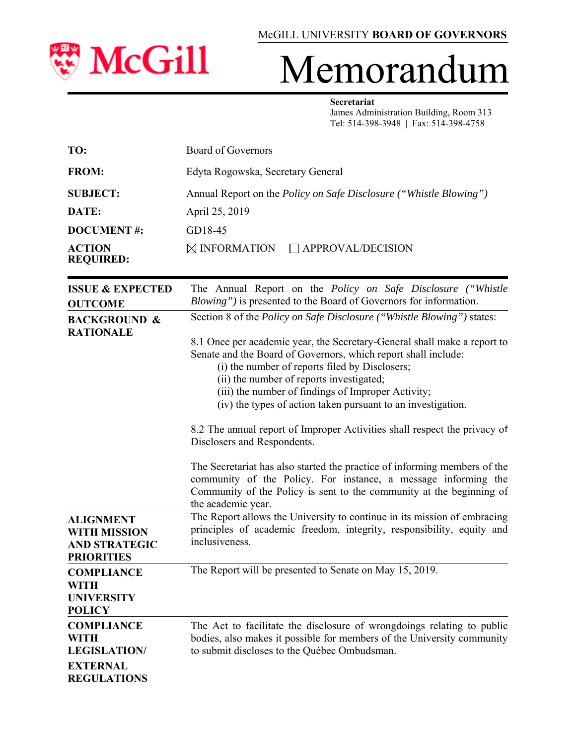McGILL UNIVERSITY **BOARD OF GOVERNORS**

# Memorandum

**Secretariat**
James Administration Building, Room 313
Tel: 514-398-3948 | Fax: 514-398-4758

| | |
|---|---|
| **TO:** | Board of Governors |
| **FROM:** | Edyta Rogowska, Secretary General |
| **SUBJECT:** | Annual Report on the *Policy on Safe Disclosure ("Whistle Blowing")* |
| **DATE:** | April 25, 2019 |
| **DOCUMENT #:** | GD18-45 |
| **ACTION REQUIRED:** | ☒ INFORMATION ☐ APPROVAL/DECISION |

| | |
|---|---|
| **ISSUE & EXPECTED OUTCOME** | The Annual Report on the *Policy on Safe Disclosure ("Whistle Blowing")* is presented to the Board of Governors for information. |
| **BACKGROUND & RATIONALE** | Section 8 of the *Policy on Safe Disclosure ("Whistle Blowing")* states:<br><br>8.1 Once per academic year, the Secretary-General shall make a report to Senate and the Board of Governors, which report shall include:<br>(i) the number of reports filed by Disclosers;<br>(ii) the number of reports investigated;<br>(iii) the number of findings of Improper Activity;<br>(iv) the types of action taken pursuant to an investigation.<br><br>8.2 The annual report of Improper Activities shall respect the privacy of Disclosers and Respondents.<br><br>The Secretariat has also started the practice of informing members of the community of the Policy. For instance, a message informing the Community of the Policy is sent to the community at the beginning of the academic year. |
| **ALIGNMENT WITH MISSION AND STRATEGIC PRIORITIES** | The Report allows the University to continue in its mission of embracing principles of academic freedom, integrity, responsibility, equity and inclusiveness. |
| **COMPLIANCE WITH UNIVERSITY POLICY** | The Report will be presented to Senate on May 15, 2019. |
| **COMPLIANCE WITH LEGISLATION/ EXTERNAL REGULATIONS** | The Act to facilitate the disclosure of wrongdoings relating to public bodies, also makes it possible for members of the University community to submit discloses to the Québec Ombudsman. |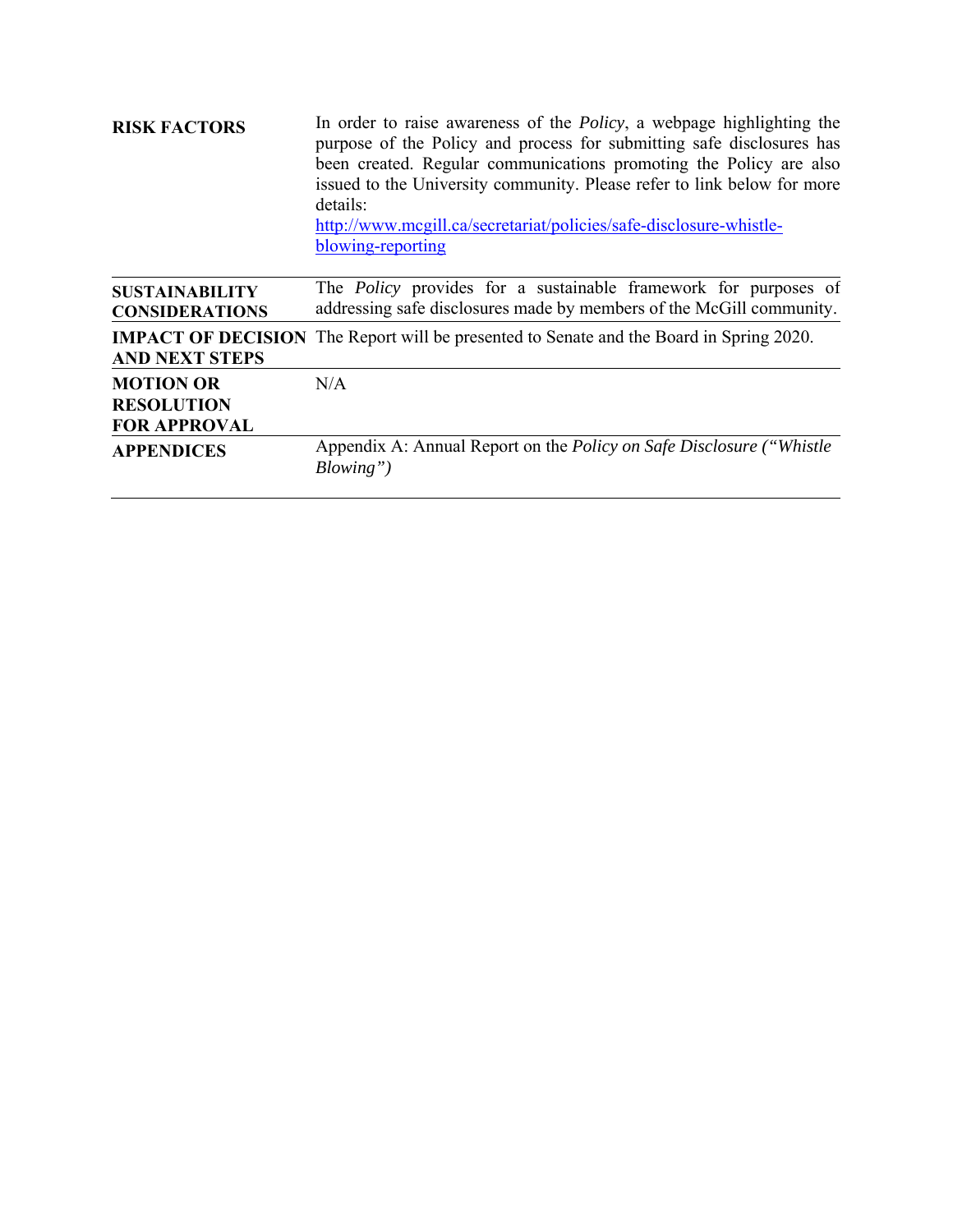| | |
|---|---|
| **RISK FACTORS** | In order to raise awareness of the *Policy*, a webpage highlighting the purpose of the Policy and process for submitting safe disclosures has been created. Regular communications promoting the Policy are also issued to the University community. Please refer to link below for more details: [http://www.mcgill.ca/secretariat/policies/safe-disclosure-whistle-blowing-reporting](http://www.mcgill.ca/secretariat/policies/safe-disclosure-whistle-blowing-reporting) |
| **SUSTAINABILITY CONSIDERATIONS** | The *Policy* provides for a sustainable framework for purposes of addressing safe disclosures made by members of the McGill community. |
| **IMPACT OF DECISION AND NEXT STEPS** | The Report will be presented to Senate and the Board in Spring 2020. |
| **MOTION OR RESOLUTION FOR APPROVAL** | N/A |
| **APPENDICES** | Appendix A: Annual Report on the *Policy on Safe Disclosure (“Whistle Blowing”)* |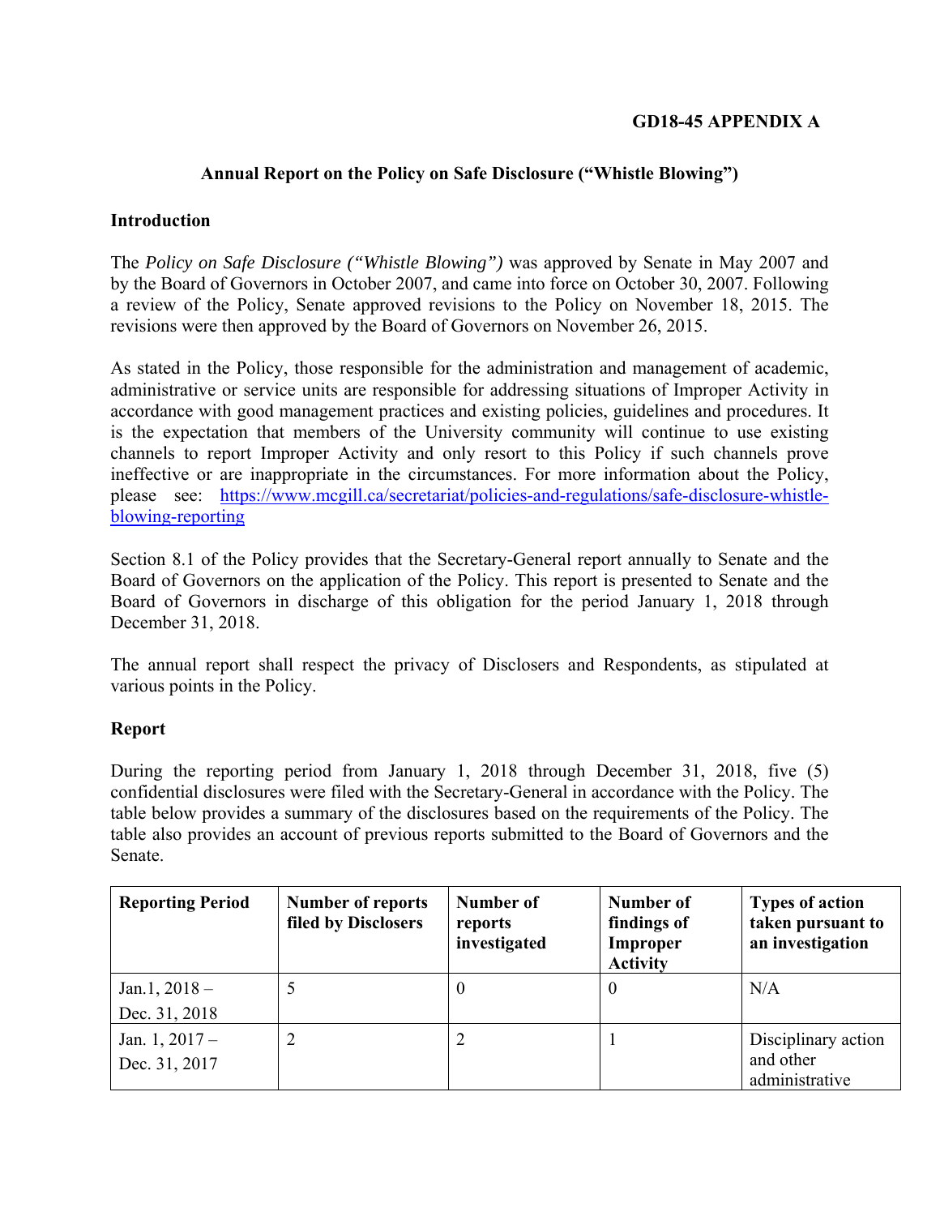**GD18-45 APPENDIX A**

## Annual Report on the Policy on Safe Disclosure ("Whistle Blowing")

### Introduction

The *Policy on Safe Disclosure ("Whistle Blowing")* was approved by Senate in May 2007 and by the Board of Governors in October 2007, and came into force on October 30, 2007. Following a review of the Policy, Senate approved revisions to the Policy on November 18, 2015. The revisions were then approved by the Board of Governors on November 26, 2015.

As stated in the Policy, those responsible for the administration and management of academic, administrative or service units are responsible for addressing situations of Improper Activity in accordance with good management practices and existing policies, guidelines and procedures. It is the expectation that members of the University community will continue to use existing channels to report Improper Activity and only resort to this Policy if such channels prove ineffective or are inappropriate in the circumstances. For more information about the Policy, please see: [https://www.mcgill.ca/secretariat/policies-and-regulations/safe-disclosure-whistle-blowing-reporting](https://www.mcgill.ca/secretariat/policies-and-regulations/safe-disclosure-whistle-blowing-reporting)

Section 8.1 of the Policy provides that the Secretary-General report annually to Senate and the Board of Governors on the application of the Policy. This report is presented to Senate and the Board of Governors in discharge of this obligation for the period January 1, 2018 through December 31, 2018.

The annual report shall respect the privacy of Disclosers and Respondents, as stipulated at various points in the Policy.

### Report

During the reporting period from January 1, 2018 through December 31, 2018, five (5) confidential disclosures were filed with the Secretary-General in accordance with the Policy. The table below provides a summary of the disclosures based on the requirements of the Policy. The table also provides an account of previous reports submitted to the Board of Governors and the Senate.

| Reporting Period | Number of reports filed by Disclosers | Number of reports investigated | Number of findings of Improper Activity | Types of action taken pursuant to an investigation |
|---|---|---|---|---|
| Jan.1, 2018 – Dec. 31, 2018 | 5 | 0 | 0 | N/A |
| Jan. 1, 2017 – Dec. 31, 2017 | 2 | 2 | 1 | Disciplinary action and other administrative |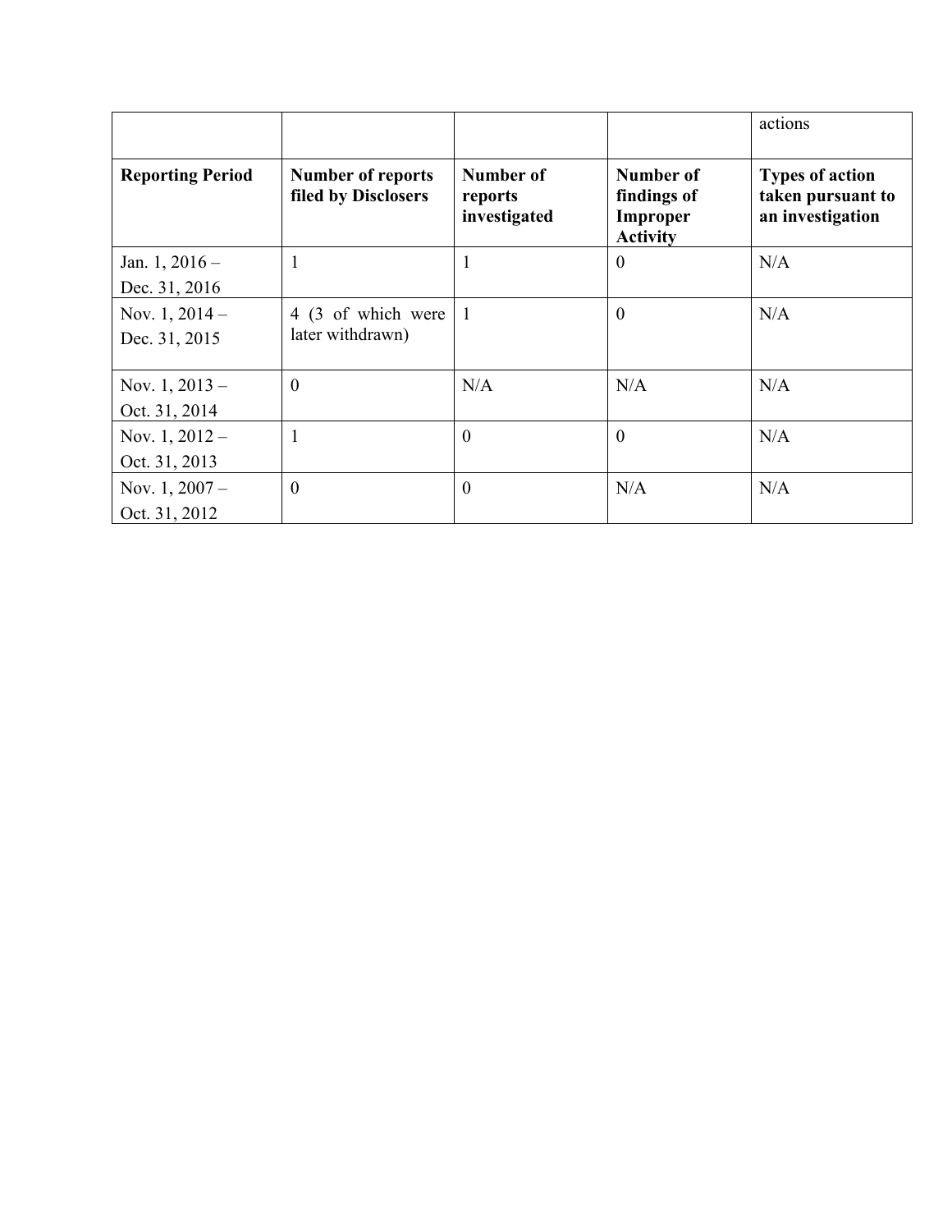| | | | | actions |
|---|---|---|---|---|
| **Reporting Period** | **Number of reports filed by Disclosers** | **Number of reports investigated** | **Number of findings of Improper Activity** | **Types of action taken pursuant to an investigation** |
| Jan. 1, 2016 – Dec. 31, 2016 | 1 | 1 | 0 | N/A |
| Nov. 1, 2014 – Dec. 31, 2015 | 4 (3 of which were later withdrawn) | 1 | 0 | N/A |
| Nov. 1, 2013 – Oct. 31, 2014 | 0 | N/A | N/A | N/A |
| Nov. 1, 2012 – Oct. 31, 2013 | 1 | 0 | 0 | N/A |
| Nov. 1, 2007 – Oct. 31, 2012 | 0 | 0 | N/A | N/A |